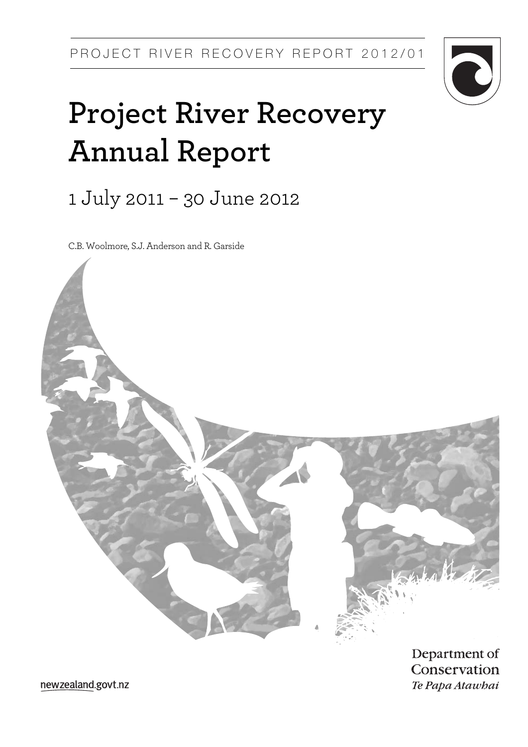PROJECT RIVER RECOVERY REPORT 2012/01

# Project River Recovery Annual Report

## 1 July 2011 – 30 June 2012

C.B. Woolmore, S.J. Anderson and R. Garside

Department of Conservation
*Te Papa Atawhai*

newzealand.govt.nz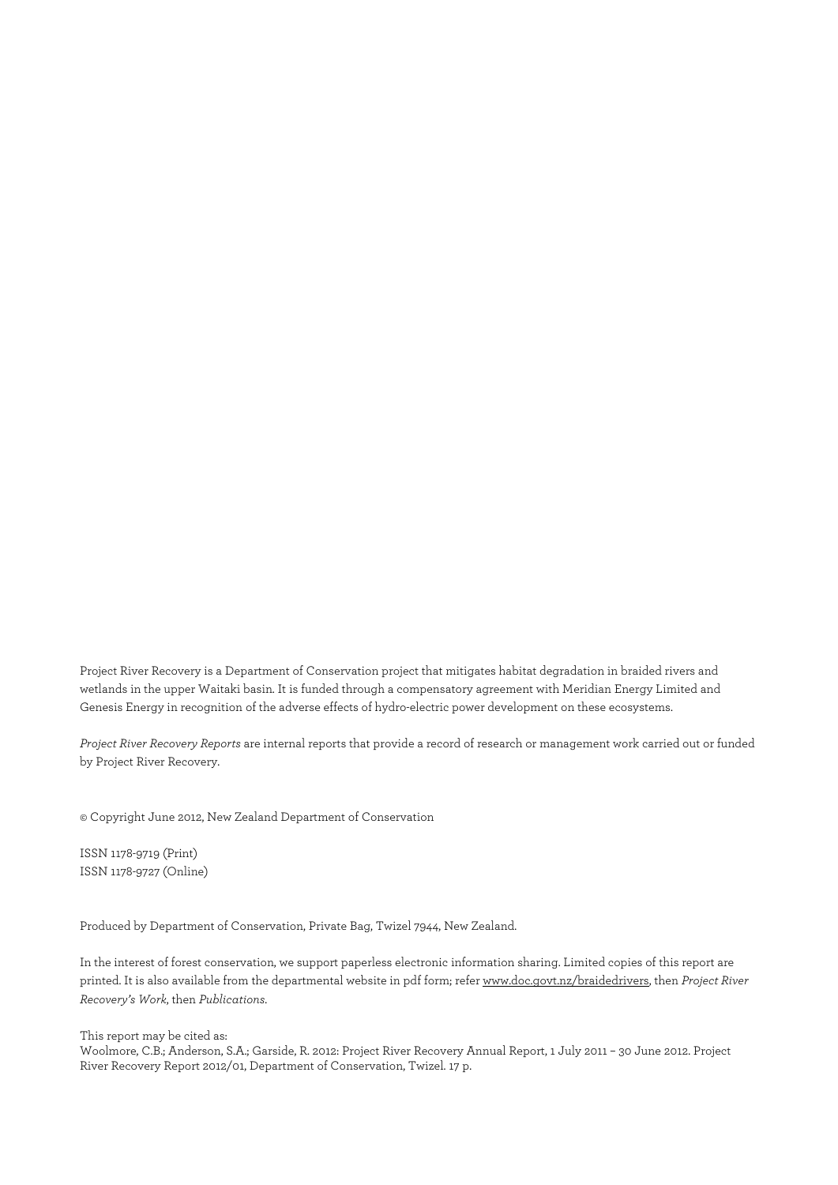Project River Recovery is a Department of Conservation project that mitigates habitat degradation in braided rivers and wetlands in the upper Waitaki basin. It is funded through a compensatory agreement with Meridian Energy Limited and Genesis Energy in recognition of the adverse effects of hydro-electric power development on these ecosystems.

*Project River Recovery Reports* are internal reports that provide a record of research or management work carried out or funded by Project River Recovery.

© Copyright June 2012, New Zealand Department of Conservation

ISSN 1178-9719 (Print)
ISSN 1178-9727 (Online)

Produced by Department of Conservation, Private Bag, Twizel 7944, New Zealand.

In the interest of forest conservation, we support paperless electronic information sharing. Limited copies of this report are printed. It is also available from the departmental website in pdf form; refer www.doc.govt.nz/braidedrivers, then *Project River Recovery's Work*, then *Publications*.

This report may be cited as:
Woolmore, C.B.; Anderson, S.A.; Garside, R. 2012: Project River Recovery Annual Report, 1 July 2011 – 30 June 2012. Project River Recovery Report 2012/01, Department of Conservation, Twizel. 17 p.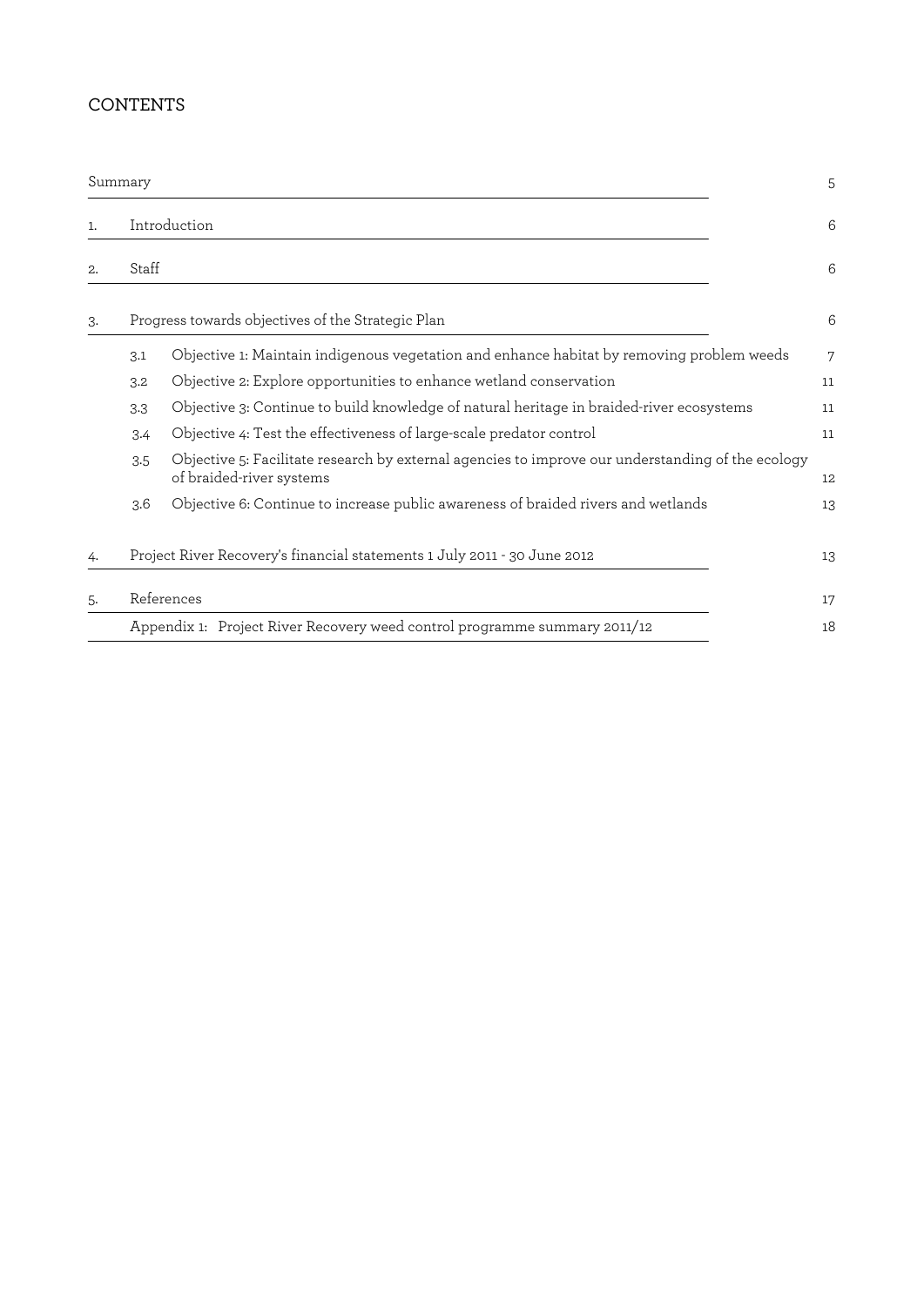# CONTENTS

| | | |
|---|---|---|
| Summary | | 5 |
| 1. | Introduction | 6 |
| 2. | Staff | 6 |
| 3. | Progress towards objectives of the Strategic Plan | 6 |
| | 3.1 Objective 1: Maintain indigenous vegetation and enhance habitat by removing problem weeds | 7 |
| | 3.2 Objective 2: Explore opportunities to enhance wetland conservation | 11 |
| | 3.3 Objective 3: Continue to build knowledge of natural heritage in braided-river ecosystems | 11 |
| | 3.4 Objective 4: Test the effectiveness of large-scale predator control | 11 |
| | 3.5 Objective 5: Facilitate research by external agencies to improve our understanding of the ecology of braided-river systems | 12 |
| | 3.6 Objective 6: Continue to increase public awareness of braided rivers and wetlands | 13 |
| 4. | Project River Recovery's financial statements 1 July 2011 - 30 June 2012 | 13 |
| 5. | References | 17 |
| | Appendix 1: Project River Recovery weed control programme summary 2011/12 | 18 |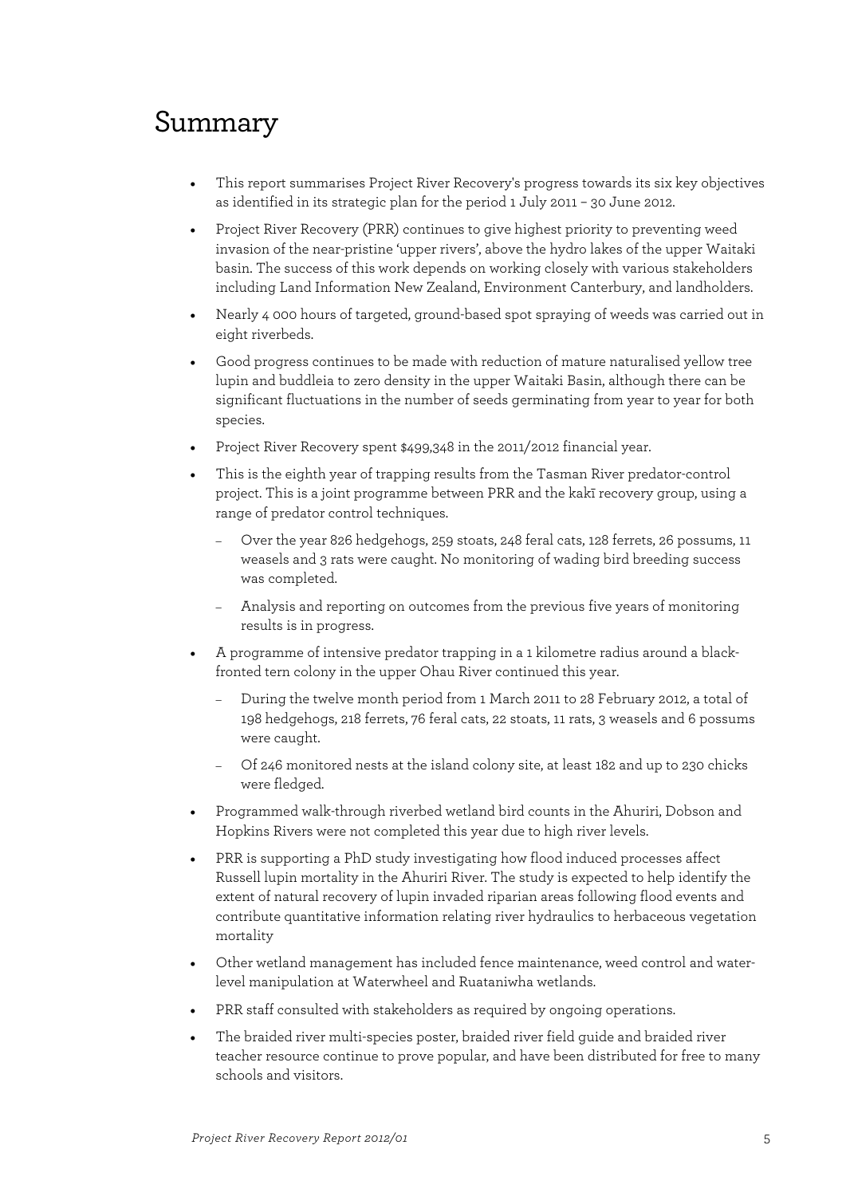# Summary

- This report summarises Project River Recovery's progress towards its six key objectives as identified in its strategic plan for the period 1 July 2011 – 30 June 2012.
- Project River Recovery (PRR) continues to give highest priority to preventing weed invasion of the near-pristine 'upper rivers', above the hydro lakes of the upper Waitaki basin. The success of this work depends on working closely with various stakeholders including Land Information New Zealand, Environment Canterbury, and landholders.
- Nearly 4 000 hours of targeted, ground-based spot spraying of weeds was carried out in eight riverbeds.
- Good progress continues to be made with reduction of mature naturalised yellow tree lupin and buddleia to zero density in the upper Waitaki Basin, although there can be significant fluctuations in the number of seeds germinating from year to year for both species.
- Project River Recovery spent $499,348 in the 2011/2012 financial year.
- This is the eighth year of trapping results from the Tasman River predator-control project. This is a joint programme between PRR and the kakī recovery group, using a range of predator control techniques.
  - Over the year 826 hedgehogs, 259 stoats, 248 feral cats, 128 ferrets, 26 possums, 11 weasels and 3 rats were caught. No monitoring of wading bird breeding success was completed.
  - Analysis and reporting on outcomes from the previous five years of monitoring results is in progress.
- A programme of intensive predator trapping in a 1 kilometre radius around a black-fronted tern colony in the upper Ohau River continued this year.
  - During the twelve month period from 1 March 2011 to 28 February 2012, a total of 198 hedgehogs, 218 ferrets, 76 feral cats, 22 stoats, 11 rats, 3 weasels and 6 possums were caught.
  - Of 246 monitored nests at the island colony site, at least 182 and up to 230 chicks were fledged.
- Programmed walk-through riverbed wetland bird counts in the Ahuriri, Dobson and Hopkins Rivers were not completed this year due to high river levels.
- PRR is supporting a PhD study investigating how flood induced processes affect Russell lupin mortality in the Ahuriri River. The study is expected to help identify the extent of natural recovery of lupin invaded riparian areas following flood events and contribute quantitative information relating river hydraulics to herbaceous vegetation mortality
- Other wetland management has included fence maintenance, weed control and water-level manipulation at Waterwheel and Ruataniwha wetlands.
- PRR staff consulted with stakeholders as required by ongoing operations.
- The braided river multi-species poster, braided river field guide and braided river teacher resource continue to prove popular, and have been distributed for free to many schools and visitors.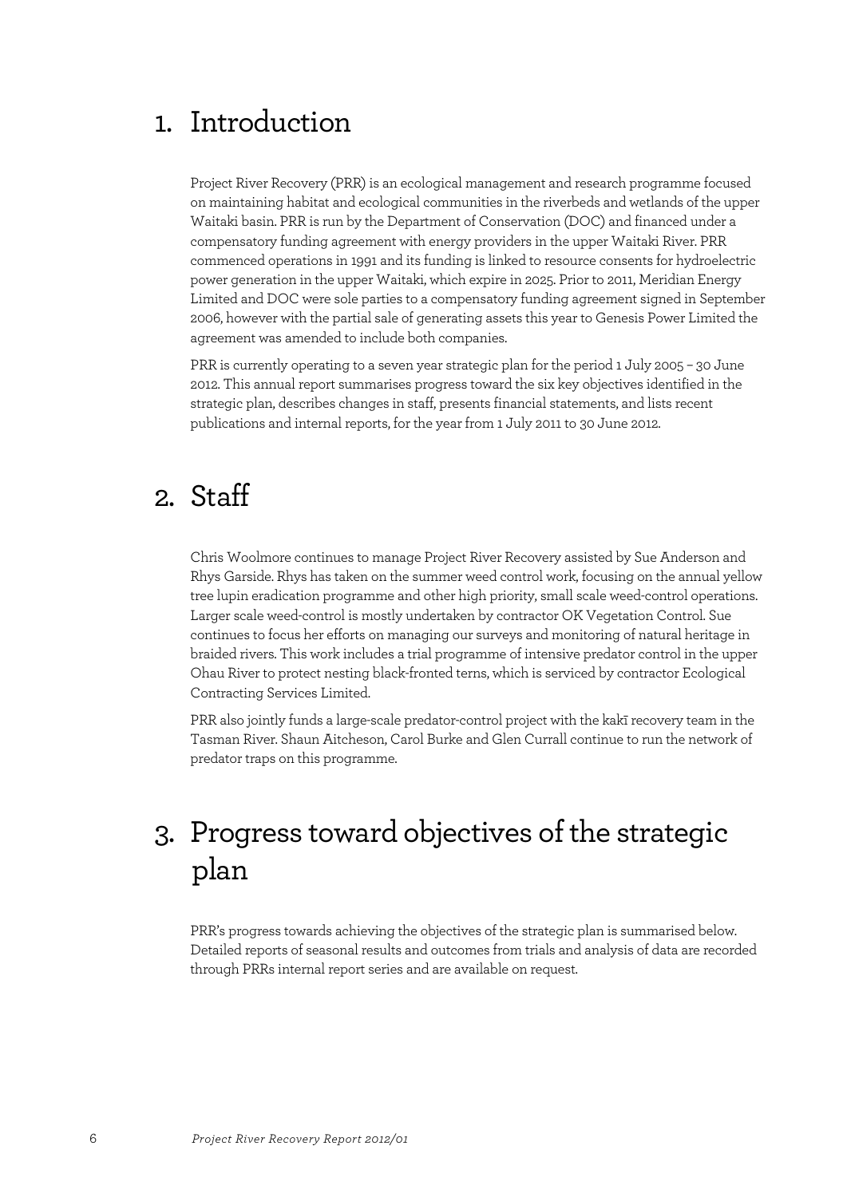# 1. Introduction

Project River Recovery (PRR) is an ecological management and research programme focused on maintaining habitat and ecological communities in the riverbeds and wetlands of the upper Waitaki basin. PRR is run by the Department of Conservation (DOC) and financed under a compensatory funding agreement with energy providers in the upper Waitaki River. PRR commenced operations in 1991 and its funding is linked to resource consents for hydroelectric power generation in the upper Waitaki, which expire in 2025. Prior to 2011, Meridian Energy Limited and DOC were sole parties to a compensatory funding agreement signed in September 2006, however with the partial sale of generating assets this year to Genesis Power Limited the agreement was amended to include both companies.

PRR is currently operating to a seven year strategic plan for the period 1 July 2005 – 30 June 2012. This annual report summarises progress toward the six key objectives identified in the strategic plan, describes changes in staff, presents financial statements, and lists recent publications and internal reports, for the year from 1 July 2011 to 30 June 2012.

# 2. Staff

Chris Woolmore continues to manage Project River Recovery assisted by Sue Anderson and Rhys Garside. Rhys has taken on the summer weed control work, focusing on the annual yellow tree lupin eradication programme and other high priority, small scale weed-control operations. Larger scale weed-control is mostly undertaken by contractor OK Vegetation Control. Sue continues to focus her efforts on managing our surveys and monitoring of natural heritage in braided rivers. This work includes a trial programme of intensive predator control in the upper Ohau River to protect nesting black-fronted terns, which is serviced by contractor Ecological Contracting Services Limited.

PRR also jointly funds a large-scale predator-control project with the kakī recovery team in the Tasman River. Shaun Aitcheson, Carol Burke and Glen Currall continue to run the network of predator traps on this programme.

# 3. Progress toward objectives of the strategic plan

PRR's progress towards achieving the objectives of the strategic plan is summarised below. Detailed reports of seasonal results and outcomes from trials and analysis of data are recorded through PRRs internal report series and are available on request.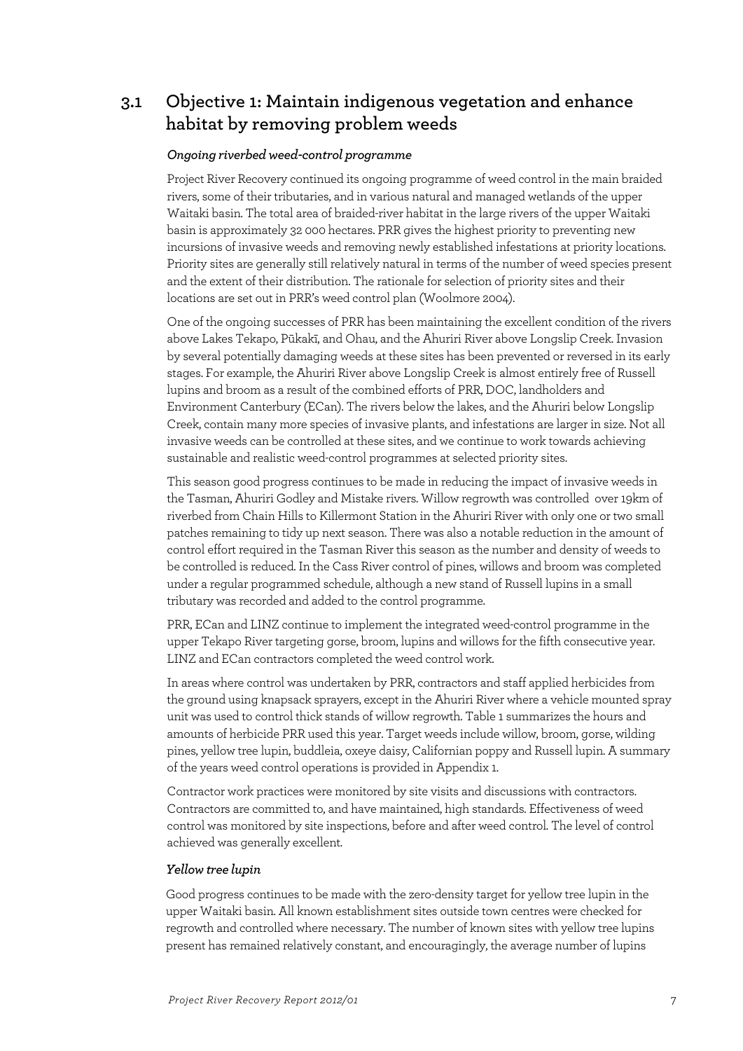## 3.1 Objective 1: Maintain indigenous vegetation and enhance habitat by removing problem weeds

### *Ongoing riverbed weed-control programme*

Project River Recovery continued its ongoing programme of weed control in the main braided rivers, some of their tributaries, and in various natural and managed wetlands of the upper Waitaki basin. The total area of braided-river habitat in the large rivers of the upper Waitaki basin is approximately 32 000 hectares. PRR gives the highest priority to preventing new incursions of invasive weeds and removing newly established infestations at priority locations. Priority sites are generally still relatively natural in terms of the number of weed species present and the extent of their distribution. The rationale for selection of priority sites and their locations are set out in PRR's weed control plan (Woolmore 2004).

One of the ongoing successes of PRR has been maintaining the excellent condition of the rivers above Lakes Tekapo, Pūkakī, and Ohau, and the Ahuriri River above Longslip Creek. Invasion by several potentially damaging weeds at these sites has been prevented or reversed in its early stages. For example, the Ahuriri River above Longslip Creek is almost entirely free of Russell lupins and broom as a result of the combined efforts of PRR, DOC, landholders and Environment Canterbury (ECan). The rivers below the lakes, and the Ahuriri below Longslip Creek, contain many more species of invasive plants, and infestations are larger in size. Not all invasive weeds can be controlled at these sites, and we continue to work towards achieving sustainable and realistic weed-control programmes at selected priority sites.

This season good progress continues to be made in reducing the impact of invasive weeds in the Tasman, Ahuriri Godley and Mistake rivers. Willow regrowth was controlled over 19km of riverbed from Chain Hills to Killermont Station in the Ahuriri River with only one or two small patches remaining to tidy up next season. There was also a notable reduction in the amount of control effort required in the Tasman River this season as the number and density of weeds to be controlled is reduced. In the Cass River control of pines, willows and broom was completed under a regular programmed schedule, although a new stand of Russell lupins in a small tributary was recorded and added to the control programme.

PRR, ECan and LINZ continue to implement the integrated weed-control programme in the upper Tekapo River targeting gorse, broom, lupins and willows for the fifth consecutive year. LINZ and ECan contractors completed the weed control work.

In areas where control was undertaken by PRR, contractors and staff applied herbicides from the ground using knapsack sprayers, except in the Ahuriri River where a vehicle mounted spray unit was used to control thick stands of willow regrowth. Table 1 summarizes the hours and amounts of herbicide PRR used this year. Target weeds include willow, broom, gorse, wilding pines, yellow tree lupin, buddleia, oxeye daisy, Californian poppy and Russell lupin. A summary of the years weed control operations is provided in Appendix 1.

Contractor work practices were monitored by site visits and discussions with contractors. Contractors are committed to, and have maintained, high standards. Effectiveness of weed control was monitored by site inspections, before and after weed control. The level of control achieved was generally excellent.

### *Yellow tree lupin*

Good progress continues to be made with the zero-density target for yellow tree lupin in the upper Waitaki basin. All known establishment sites outside town centres were checked for regrowth and controlled where necessary. The number of known sites with yellow tree lupins present has remained relatively constant, and encouragingly, the average number of lupins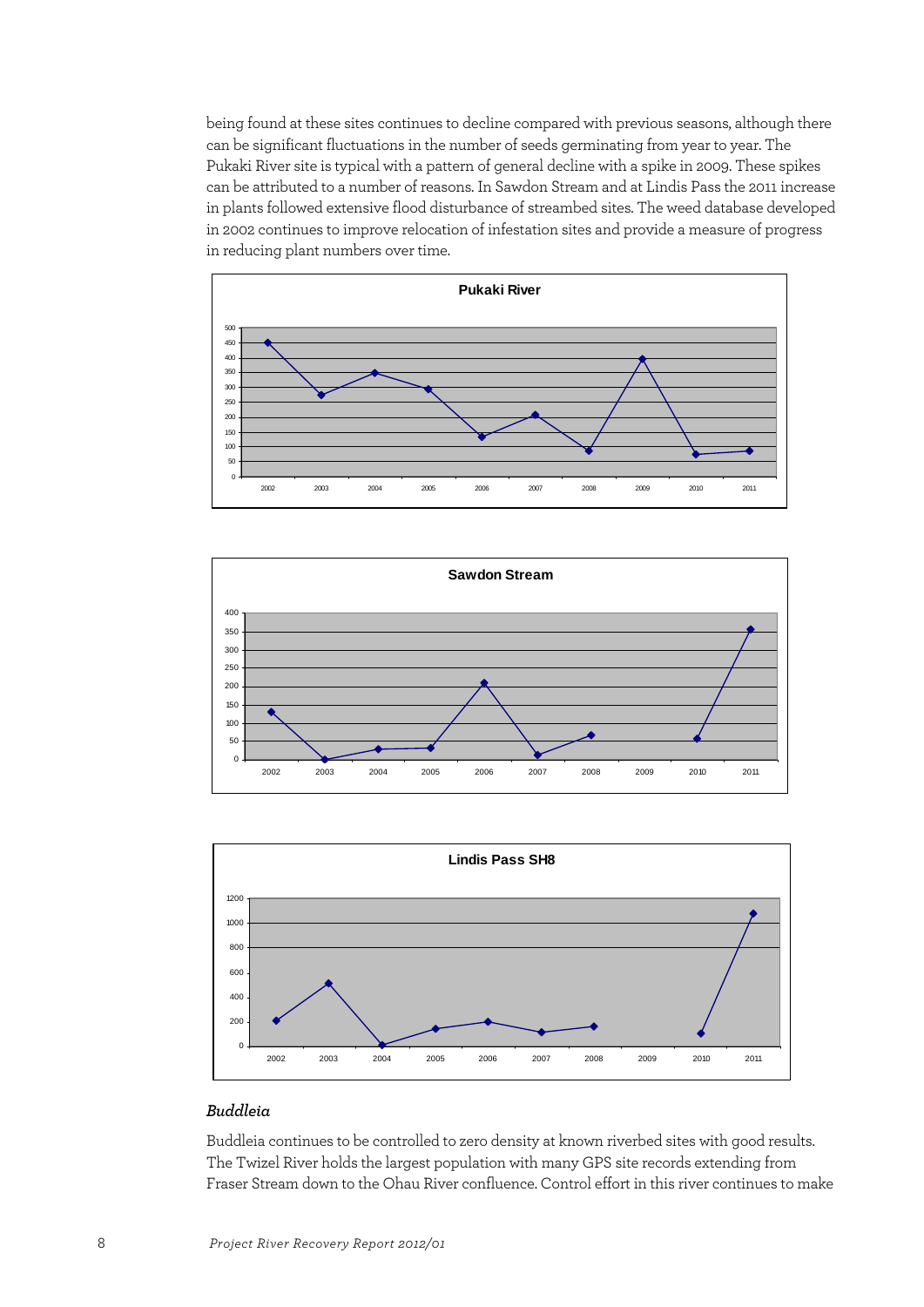being found at these sites continues to decline compared with previous seasons, although there can be significant fluctuations in the number of seeds germinating from year to year. The Pukaki River site is typical with a pattern of general decline with a spike in 2009. These spikes can be attributed to a number of reasons. In Sawdon Stream and at Lindis Pass the 2011 increase in plants followed extensive flood disturbance of streambed sites. The weed database developed in 2002 continues to improve relocation of infestation sites and provide a measure of progress in reducing plant numbers over time.

**Pukaki River**

**Sawdon Stream**

**Lindis Pass SH8**

### *Buddleia*

Buddleia continues to be controlled to zero density at known riverbed sites with good results. The Twizel River holds the largest population with many GPS site records extending from Fraser Stream down to the Ohau River confluence. Control effort in this river continues to make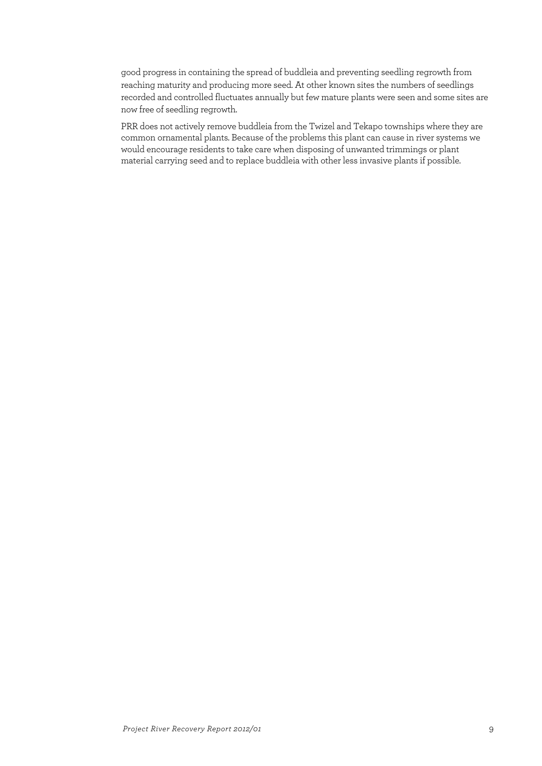good progress in containing the spread of buddleia and preventing seedling regrowth from reaching maturity and producing more seed. At other known sites the numbers of seedlings recorded and controlled fluctuates annually but few mature plants were seen and some sites are now free of seedling regrowth.

PRR does not actively remove buddleia from the Twizel and Tekapo townships where they are common ornamental plants. Because of the problems this plant can cause in river systems we would encourage residents to take care when disposing of unwanted trimmings or plant material carrying seed and to replace buddleia with other less invasive plants if possible.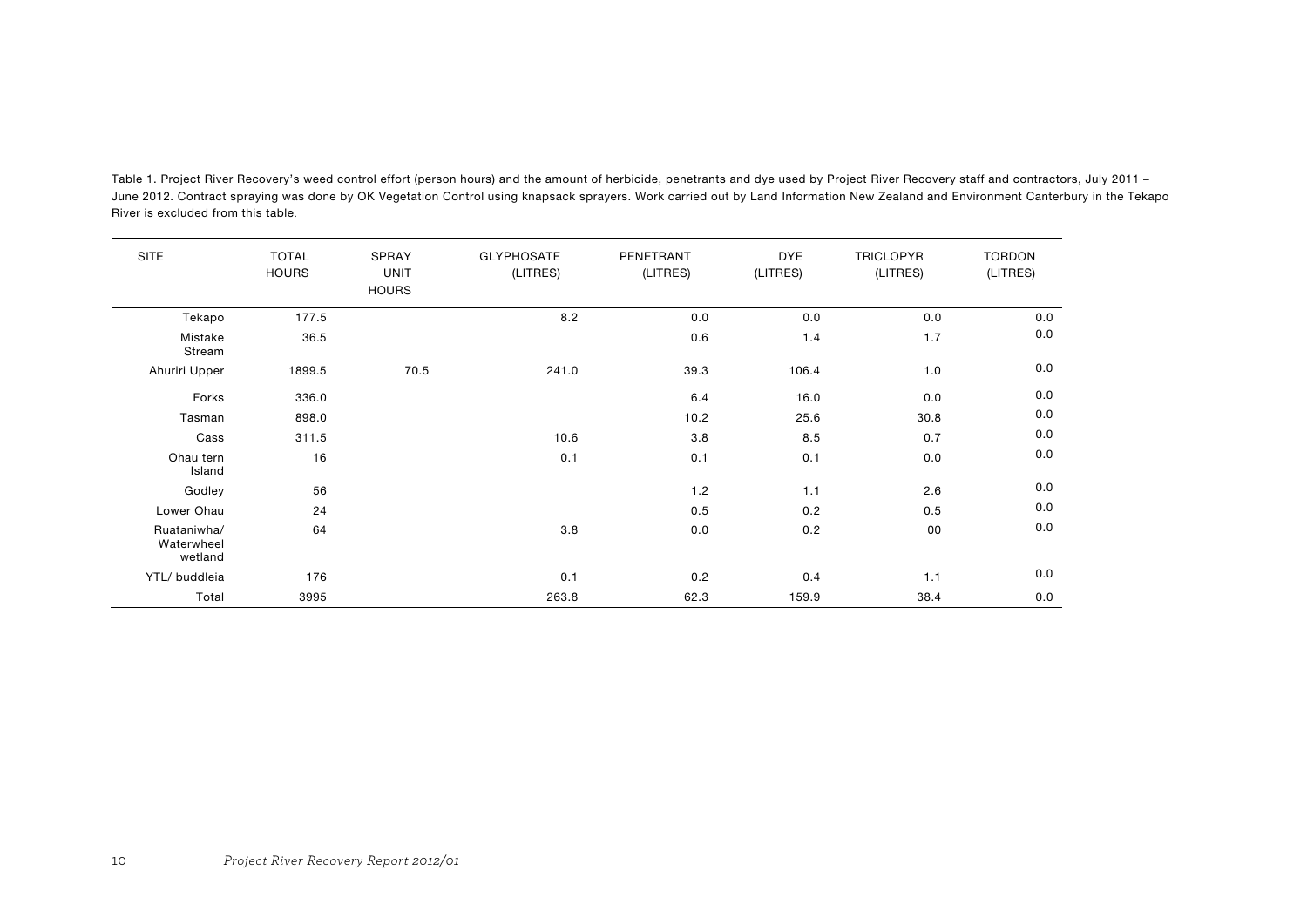Table 1. Project River Recovery's weed control effort (person hours) and the amount of herbicide, penetrants and dye used by Project River Recovery staff and contractors, July 2011 – June 2012. Contract spraying was done by OK Vegetation Control using knapsack sprayers. Work carried out by Land Information New Zealand and Environment Canterbury in the Tekapo River is excluded from this table.

| SITE | TOTAL HOURS | SPRAY UNIT HOURS | GLYPHOSATE (LITRES) | PENETRANT (LITRES) | DYE (LITRES) | TRICLOPYR (LITRES) | TORDON (LITRES) |
|---|---|---|---|---|---|---|---|
| Tekapo | 177.5 | | 8.2 | 0.0 | 0.0 | 0.0 | 0.0 |
| Mistake Stream | 36.5 | | | 0.6 | 1.4 | 1.7 | 0.0 |
| Ahuriri Upper | 1899.5 | 70.5 | 241.0 | 39.3 | 106.4 | 1.0 | 0.0 |
| Forks | 336.0 | | | 6.4 | 16.0 | 0.0 | 0.0 |
| Tasman | 898.0 | | | 10.2 | 25.6 | 30.8 | 0.0 |
| Cass | 311.5 | | 10.6 | 3.8 | 8.5 | 0.7 | 0.0 |
| Ohau tern Island | 16 | | 0.1 | 0.1 | 0.1 | 0.0 | 0.0 |
| Godley | 56 | | | 1.2 | 1.1 | 2.6 | 0.0 |
| Lower Ohau | 24 | | | 0.5 | 0.2 | 0.5 | 0.0 |
| Ruataniwha/ Waterwheel wetland | 64 | | 3.8 | 0.0 | 0.2 | 00 | 0.0 |
| YTL/ buddleia | 176 | | 0.1 | 0.2 | 0.4 | 1.1 | 0.0 |
| Total | 3995 | | 263.8 | 62.3 | 159.9 | 38.4 | 0.0 |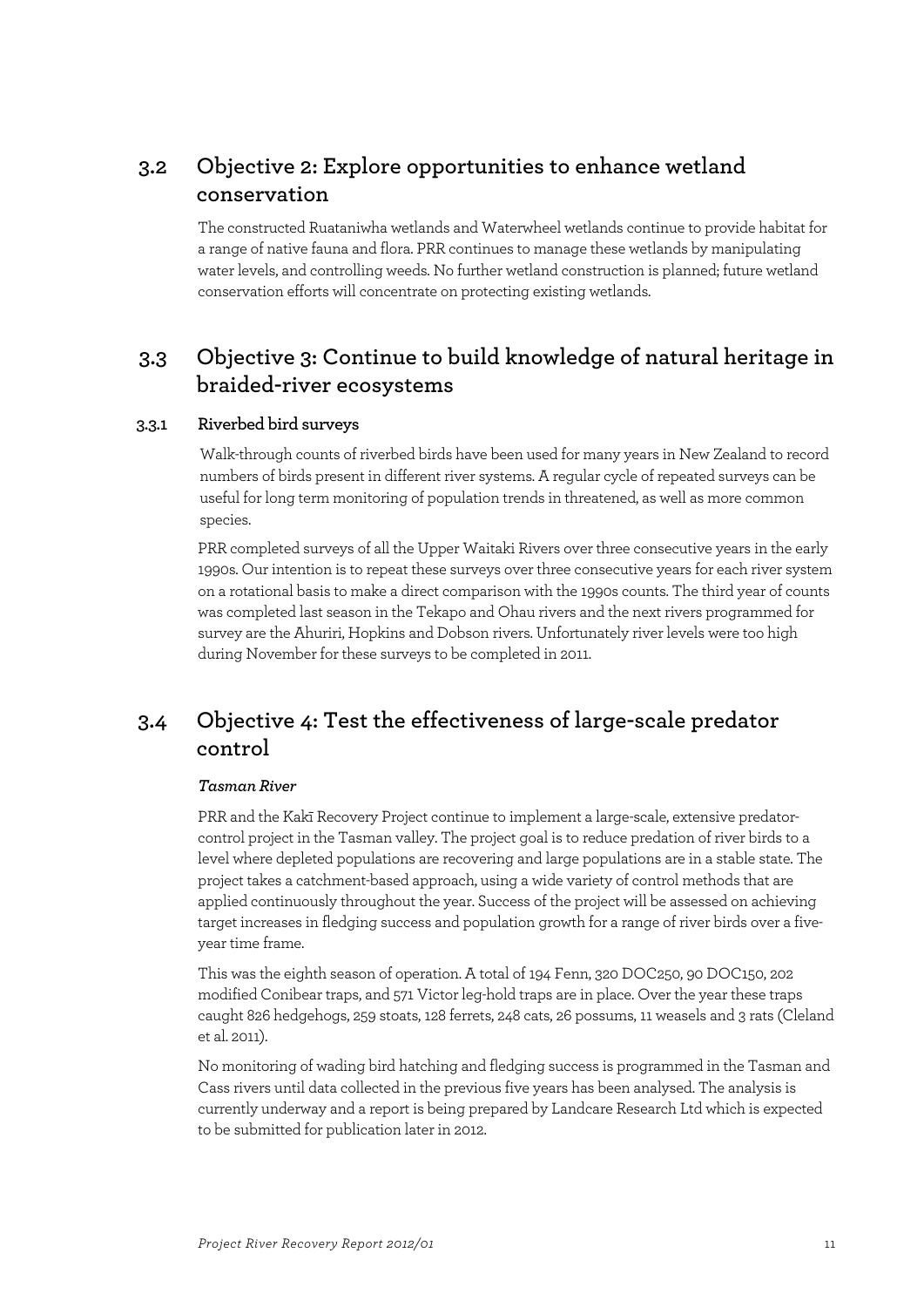## 3.2 Objective 2: Explore opportunities to enhance wetland conservation

The constructed Ruataniwha wetlands and Waterwheel wetlands continue to provide habitat for a range of native fauna and flora. PRR continues to manage these wetlands by manipulating water levels, and controlling weeds. No further wetland construction is planned; future wetland conservation efforts will concentrate on protecting existing wetlands.

## 3.3 Objective 3: Continue to build knowledge of natural heritage in braided-river ecosystems

### 3.3.1 Riverbed bird surveys

Walk-through counts of riverbed birds have been used for many years in New Zealand to record numbers of birds present in different river systems. A regular cycle of repeated surveys can be useful for long term monitoring of population trends in threatened, as well as more common species.

PRR completed surveys of all the Upper Waitaki Rivers over three consecutive years in the early 1990s. Our intention is to repeat these surveys over three consecutive years for each river system on a rotational basis to make a direct comparison with the 1990s counts. The third year of counts was completed last season in the Tekapo and Ohau rivers and the next rivers programmed for survey are the Ahuriri, Hopkins and Dobson rivers. Unfortunately river levels were too high during November for these surveys to be completed in 2011.

## 3.4 Objective 4: Test the effectiveness of large-scale predator control

*Tasman River*

PRR and the Kakī Recovery Project continue to implement a large-scale, extensive predator-control project in the Tasman valley. The project goal is to reduce predation of river birds to a level where depleted populations are recovering and large populations are in a stable state. The project takes a catchment-based approach, using a wide variety of control methods that are applied continuously throughout the year. Success of the project will be assessed on achieving target increases in fledging success and population growth for a range of river birds over a five-year time frame.

This was the eighth season of operation. A total of 194 Fenn, 320 DOC250, 90 DOC150, 202 modified Conibear traps, and 571 Victor leg-hold traps are in place. Over the year these traps caught 826 hedgehogs, 259 stoats, 128 ferrets, 248 cats, 26 possums, 11 weasels and 3 rats (Cleland et al. 2011).

No monitoring of wading bird hatching and fledging success is programmed in the Tasman and Cass rivers until data collected in the previous five years has been analysed. The analysis is currently underway and a report is being prepared by Landcare Research Ltd which is expected to be submitted for publication later in 2012.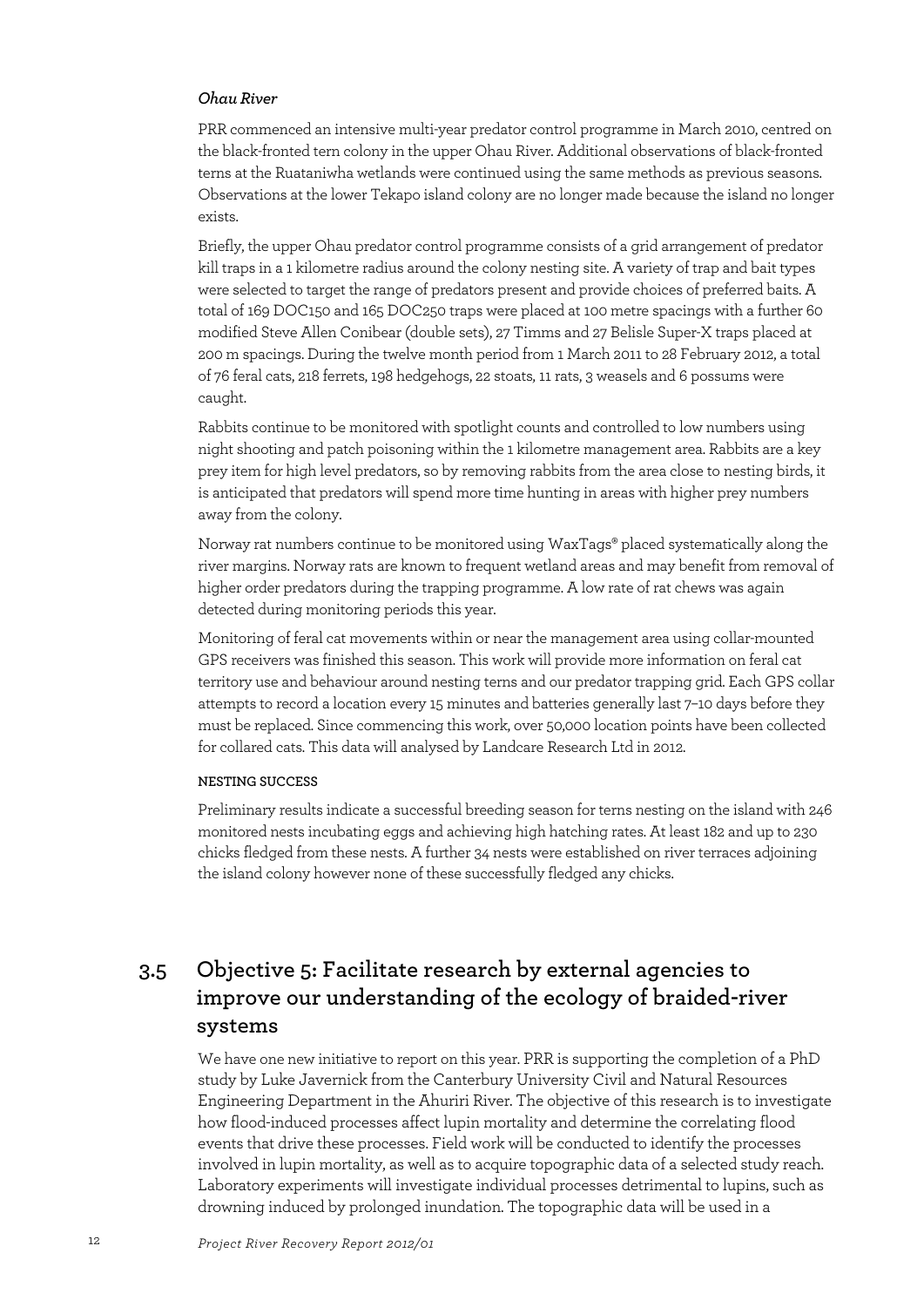*Ohau River*

PRR commenced an intensive multi-year predator control programme in March 2010, centred on the black-fronted tern colony in the upper Ohau River. Additional observations of black-fronted terns at the Ruataniwha wetlands were continued using the same methods as previous seasons. Observations at the lower Tekapo island colony are no longer made because the island no longer exists.

Briefly, the upper Ohau predator control programme consists of a grid arrangement of predator kill traps in a 1 kilometre radius around the colony nesting site. A variety of trap and bait types were selected to target the range of predators present and provide choices of preferred baits. A total of 169 DOC150 and 165 DOC250 traps were placed at 100 metre spacings with a further 60 modified Steve Allen Conibear (double sets), 27 Timms and 27 Belisle Super-X traps placed at 200 m spacings. During the twelve month period from 1 March 2011 to 28 February 2012, a total of 76 feral cats, 218 ferrets, 198 hedgehogs, 22 stoats, 11 rats, 3 weasels and 6 possums were caught.

Rabbits continue to be monitored with spotlight counts and controlled to low numbers using night shooting and patch poisoning within the 1 kilometre management area. Rabbits are a key prey item for high level predators, so by removing rabbits from the area close to nesting birds, it is anticipated that predators will spend more time hunting in areas with higher prey numbers away from the colony.

Norway rat numbers continue to be monitored using WaxTags® placed systematically along the river margins. Norway rats are known to frequent wetland areas and may benefit from removal of higher order predators during the trapping programme. A low rate of rat chews was again detected during monitoring periods this year.

Monitoring of feral cat movements within or near the management area using collar-mounted GPS receivers was finished this season. This work will provide more information on feral cat territory use and behaviour around nesting terns and our predator trapping grid. Each GPS collar attempts to record a location every 15 minutes and batteries generally last 7–10 days before they must be replaced. Since commencing this work, over 50,000 location points have been collected for collared cats. This data will analysed by Landcare Research Ltd in 2012.

**NESTING SUCCESS**

Preliminary results indicate a successful breeding season for terns nesting on the island with 246 monitored nests incubating eggs and achieving high hatching rates. At least 182 and up to 230 chicks fledged from these nests. A further 34 nests were established on river terraces adjoining the island colony however none of these successfully fledged any chicks.

## 3.5 Objective 5: Facilitate research by external agencies to improve our understanding of the ecology of braided-river systems

We have one new initiative to report on this year. PRR is supporting the completion of a PhD study by Luke Javernick from the Canterbury University Civil and Natural Resources Engineering Department in the Ahuriri River. The objective of this research is to investigate how flood-induced processes affect lupin mortality and determine the correlating flood events that drive these processes. Field work will be conducted to identify the processes involved in lupin mortality, as well as to acquire topographic data of a selected study reach. Laboratory experiments will investigate individual processes detrimental to lupins, such as drowning induced by prolonged inundation. The topographic data will be used in a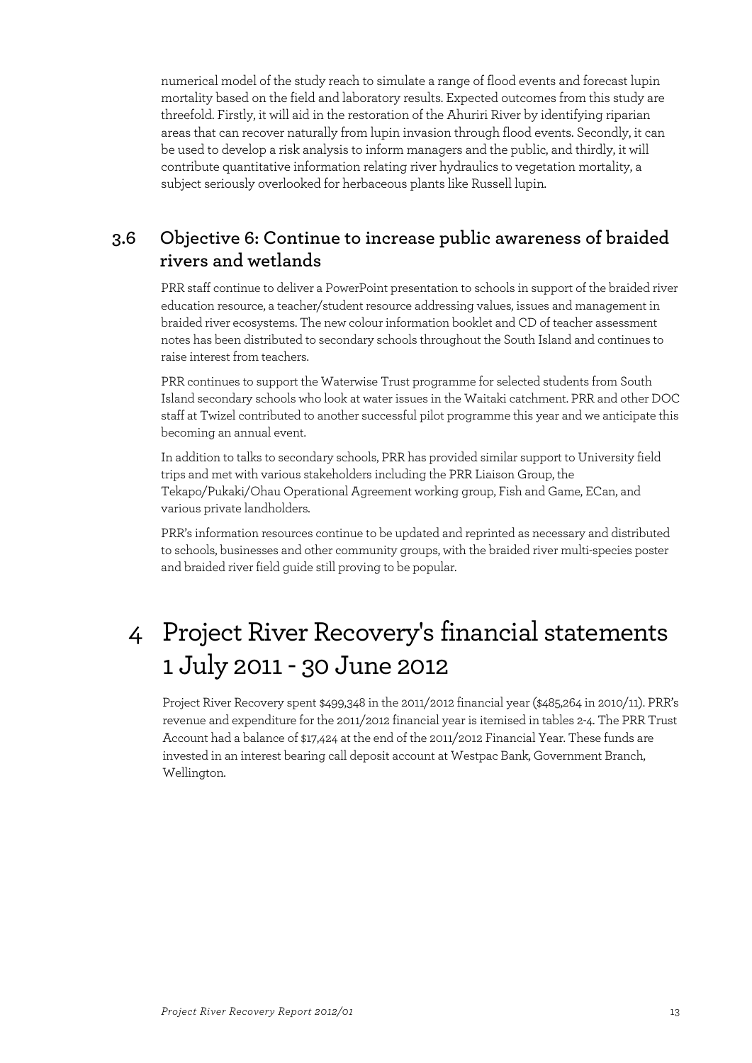numerical model of the study reach to simulate a range of flood events and forecast lupin mortality based on the field and laboratory results. Expected outcomes from this study are threefold. Firstly, it will aid in the restoration of the Ahuriri River by identifying riparian areas that can recover naturally from lupin invasion through flood events. Secondly, it can be used to develop a risk analysis to inform managers and the public, and thirdly, it will contribute quantitative information relating river hydraulics to vegetation mortality, a subject seriously overlooked for herbaceous plants like Russell lupin.

## 3.6 Objective 6: Continue to increase public awareness of braided rivers and wetlands

PRR staff continue to deliver a PowerPoint presentation to schools in support of the braided river education resource, a teacher/student resource addressing values, issues and management in braided river ecosystems. The new colour information booklet and CD of teacher assessment notes has been distributed to secondary schools throughout the South Island and continues to raise interest from teachers.

PRR continues to support the Waterwise Trust programme for selected students from South Island secondary schools who look at water issues in the Waitaki catchment. PRR and other DOC staff at Twizel contributed to another successful pilot programme this year and we anticipate this becoming an annual event.

In addition to talks to secondary schools, PRR has provided similar support to University field trips and met with various stakeholders including the PRR Liaison Group, the Tekapo/Pukaki/Ohau Operational Agreement working group, Fish and Game, ECan, and various private landholders.

PRR's information resources continue to be updated and reprinted as necessary and distributed to schools, businesses and other community groups, with the braided river multi-species poster and braided river field guide still proving to be popular.

# 4 Project River Recovery's financial statements 1 July 2011 - 30 June 2012

Project River Recovery spent $499,348 in the 2011/2012 financial year ($485,264 in 2010/11). PRR's revenue and expenditure for the 2011/2012 financial year is itemised in tables 2-4. The PRR Trust Account had a balance of $17,424 at the end of the 2011/2012 Financial Year. These funds are invested in an interest bearing call deposit account at Westpac Bank, Government Branch, Wellington.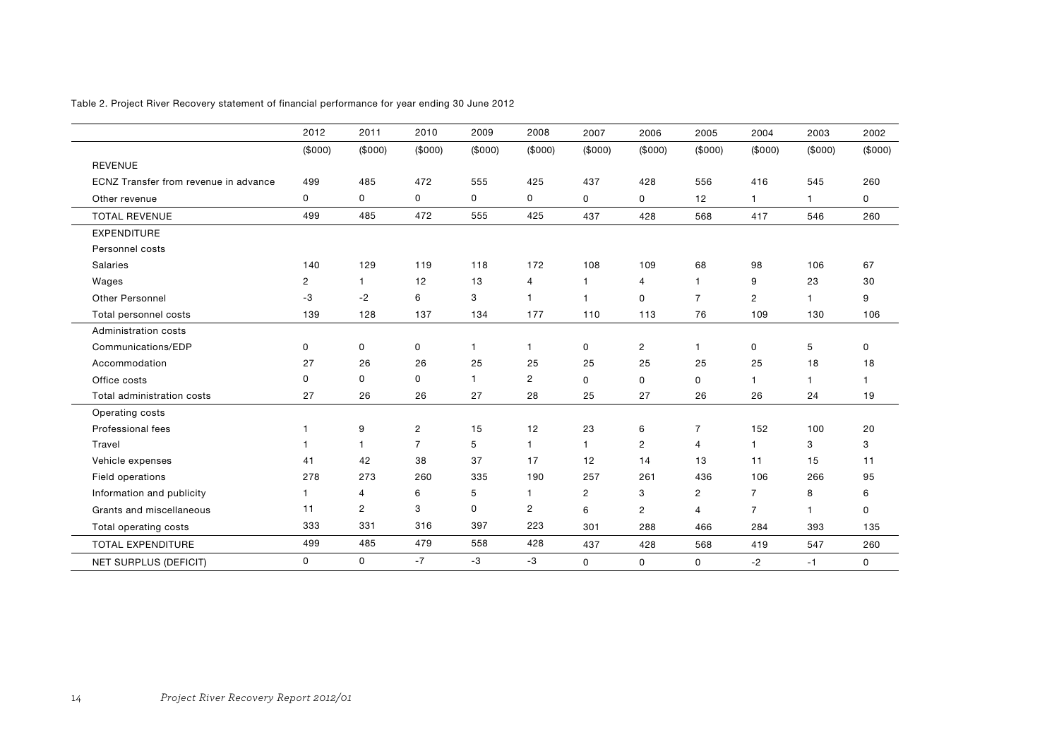Table 2. Project River Recovery statement of financial performance for year ending 30 June 2012

| | 2012 | 2011 | 2010 | 2009 | 2008 | 2007 | 2006 | 2005 | 2004 | 2003 | 2002 |
|---|---|---|---|---|---|---|---|---|---|---|---|
| | ($000) | ($000) | ($000) | ($000) | ($000) | ($000) | ($000) | ($000) | ($000) | ($000) | ($000) |
| REVENUE | | | | | | | | | | | |
| ECNZ Transfer from revenue in advance | 499 | 485 | 472 | 555 | 425 | 437 | 428 | 556 | 416 | 545 | 260 |
| Other revenue | 0 | 0 | 0 | 0 | 0 | 0 | 0 | 12 | 1 | 1 | 0 |
| TOTAL REVENUE | 499 | 485 | 472 | 555 | 425 | 437 | 428 | 568 | 417 | 546 | 260 |
| EXPENDITURE | | | | | | | | | | | |
| Personnel costs | | | | | | | | | | | |
| Salaries | 140 | 129 | 119 | 118 | 172 | 108 | 109 | 68 | 98 | 106 | 67 |
| Wages | 2 | 1 | 12 | 13 | 4 | 1 | 4 | 1 | 9 | 23 | 30 |
| Other Personnel | -3 | -2 | 6 | 3 | 1 | 1 | 0 | 7 | 2 | 1 | 9 |
| Total personnel costs | 139 | 128 | 137 | 134 | 177 | 110 | 113 | 76 | 109 | 130 | 106 |
| Administration costs | | | | | | | | | | | |
| Communications/EDP | 0 | 0 | 0 | 1 | 1 | 0 | 2 | 1 | 0 | 5 | 0 |
| Accommodation | 27 | 26 | 26 | 25 | 25 | 25 | 25 | 25 | 25 | 18 | 18 |
| Office costs | 0 | 0 | 0 | 1 | 2 | 0 | 0 | 0 | 1 | 1 | 1 |
| Total administration costs | 27 | 26 | 26 | 27 | 28 | 25 | 27 | 26 | 26 | 24 | 19 |
| Operating costs | | | | | | | | | | | |
| Professional fees | 1 | 9 | 2 | 15 | 12 | 23 | 6 | 7 | 152 | 100 | 20 |
| Travel | 1 | 1 | 7 | 5 | 1 | 1 | 2 | 4 | 1 | 3 | 3 |
| Vehicle expenses | 41 | 42 | 38 | 37 | 17 | 12 | 14 | 13 | 11 | 15 | 11 |
| Field operations | 278 | 273 | 260 | 335 | 190 | 257 | 261 | 436 | 106 | 266 | 95 |
| Information and publicity | 1 | 4 | 6 | 5 | 1 | 2 | 3 | 2 | 7 | 8 | 6 |
| Grants and miscellaneous | 11 | 2 | 3 | 0 | 2 | 6 | 2 | 4 | 7 | 1 | 0 |
| Total operating costs | 333 | 331 | 316 | 397 | 223 | 301 | 288 | 466 | 284 | 393 | 135 |
| TOTAL EXPENDITURE | 499 | 485 | 479 | 558 | 428 | 437 | 428 | 568 | 419 | 547 | 260 |
| NET SURPLUS (DEFICIT) | 0 | 0 | -7 | -3 | -3 | 0 | 0 | 0 | -2 | -1 | 0 |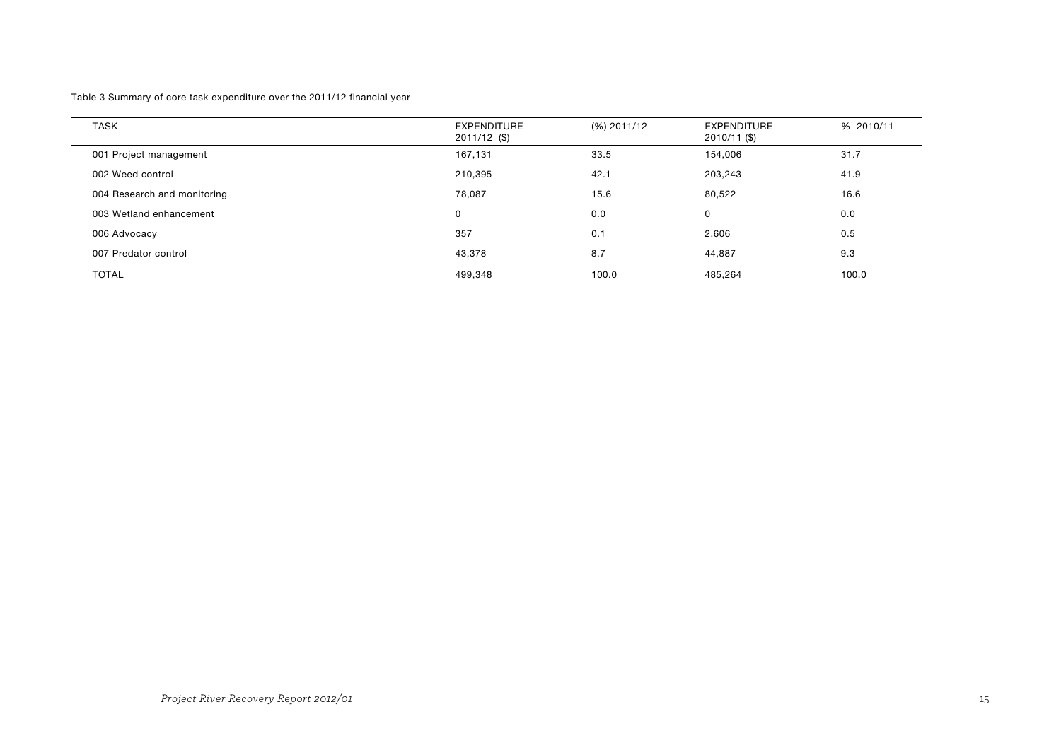Table 3 Summary of core task expenditure over the 2011/12 financial year

| TASK | EXPENDITURE 2011/12 ($) | (%) 2011/12 | EXPENDITURE 2010/11 ($) | % 2010/11 |
|---|---|---|---|---|
| 001 Project management | 167,131 | 33.5 | 154,006 | 31.7 |
| 002 Weed control | 210,395 | 42.1 | 203,243 | 41.9 |
| 004 Research and monitoring | 78,087 | 15.6 | 80,522 | 16.6 |
| 003 Wetland enhancement | 0 | 0.0 | 0 | 0.0 |
| 006 Advocacy | 357 | 0.1 | 2,606 | 0.5 |
| 007 Predator control | 43,378 | 8.7 | 44,887 | 9.3 |
| TOTAL | 499,348 | 100.0 | 485,264 | 100.0 |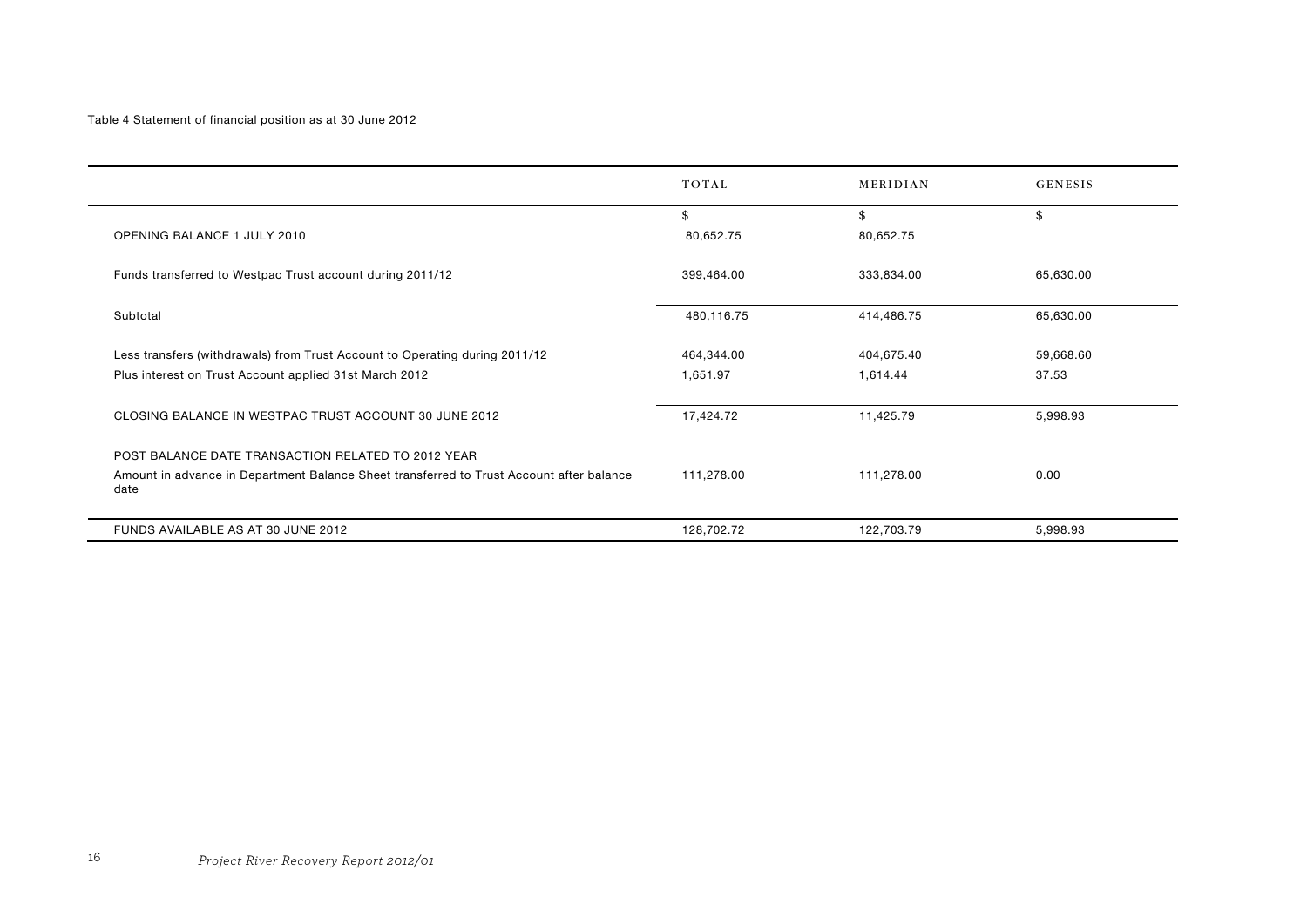Table 4 Statement of financial position as at 30 June 2012

| | TOTAL | MERIDIAN | GENESIS |
|---|---|---|---|
| | $ | $ | $ |
| OPENING BALANCE 1 JULY 2010 | 80,652.75 | 80,652.75 | |
| Funds transferred to Westpac Trust account during 2011/12 | 399,464.00 | 333,834.00 | 65,630.00 |
| Subtotal | 480,116.75 | 414,486.75 | 65,630.00 |
| Less transfers (withdrawals) from Trust Account to Operating during 2011/12 | 464,344.00 | 404,675.40 | 59,668.60 |
| Plus interest on Trust Account applied 31st March 2012 | 1,651.97 | 1,614.44 | 37.53 |
| CLOSING BALANCE IN WESTPAC TRUST ACCOUNT 30 JUNE 2012 | 17,424.72 | 11,425.79 | 5,998.93 |
| POST BALANCE DATE TRANSACTION RELATED TO 2012 YEAR | | | |
| Amount in advance in Department Balance Sheet transferred to Trust Account after balance date | 111,278.00 | 111,278.00 | 0.00 |
| FUNDS AVAILABLE AS AT 30 JUNE 2012 | 128,702.72 | 122,703.79 | 5,998.93 |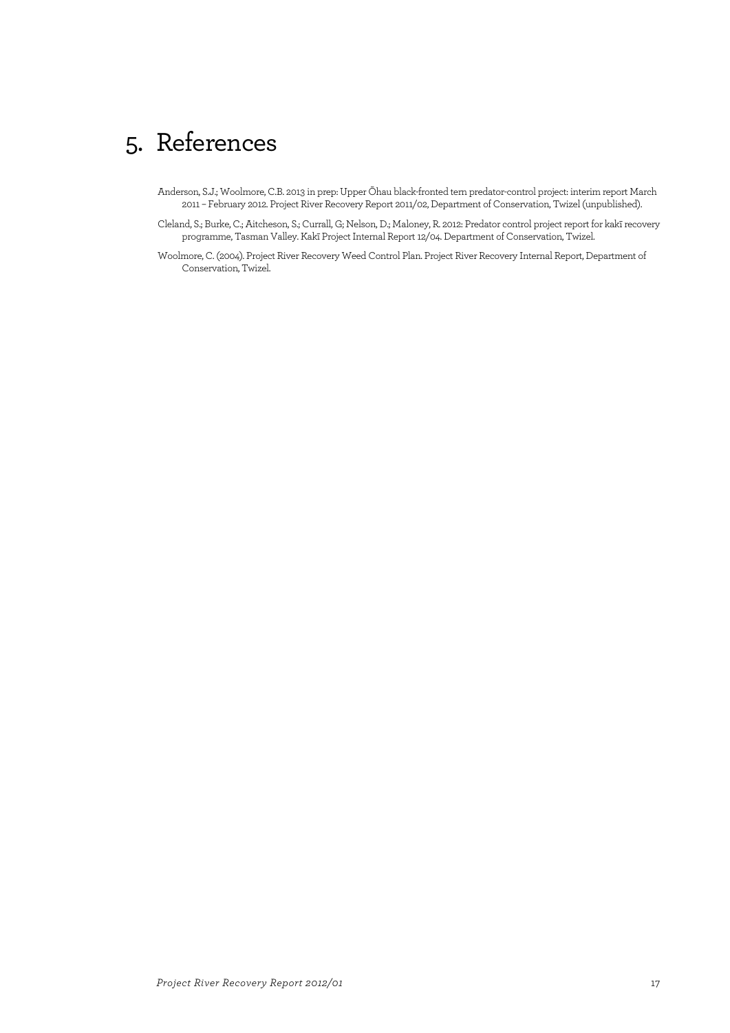# 5. References

Anderson, S.J.; Woolmore, C.B. 2013 in prep: Upper Ōhau black-fronted tern predator-control project: interim report March 2011 – February 2012. Project River Recovery Report 2011/02, Department of Conservation, Twizel (unpublished).

Cleland, S.; Burke, C.; Aitcheson, S.; Currall, G; Nelson, D.; Maloney, R. 2012: Predator control project report for kakī recovery programme, Tasman Valley. Kakī Project Internal Report 12/04. Department of Conservation, Twizel.

Woolmore, C. (2004). Project River Recovery Weed Control Plan. Project River Recovery Internal Report, Department of Conservation, Twizel.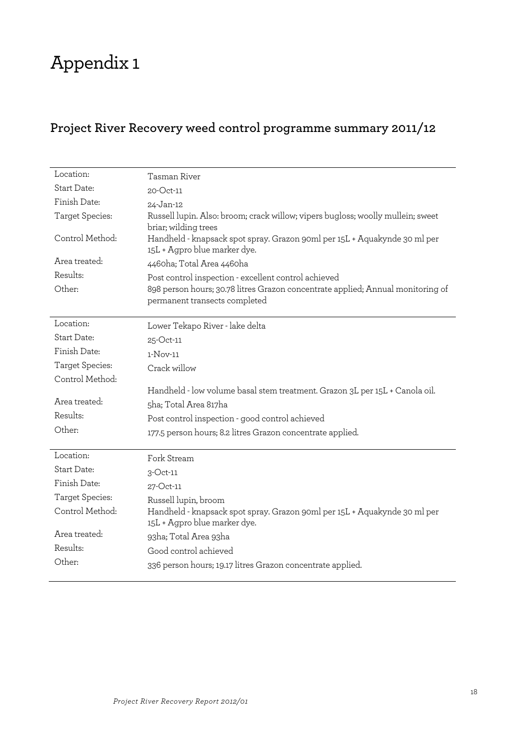# Appendix 1

## Project River Recovery weed control programme summary 2011/12

| | |
|---|---|
| Location: | Tasman River |
| Start Date: | 20-Oct-11 |
| Finish Date: | 24-Jan-12 |
| Target Species: | Russell lupin. Also: broom; crack willow; vipers bugloss; woolly mullein; sweet briar; wilding trees |
| Control Method: | Handheld - knapsack spot spray. Grazon 90ml per 15L + Aquakynde 30 ml per 15L + Agpro blue marker dye. |
| Area treated: | 4460ha; Total Area 4460ha |
| Results: | Post control inspection - excellent control achieved |
| Other: | 898 person hours; 30.78 litres Grazon concentrate applied; Annual monitoring of permanent transects completed |

| | |
|---|---|
| Location: | Lower Tekapo River - lake delta |
| Start Date: | 25-Oct-11 |
| Finish Date: | 1-Nov-11 |
| Target Species: | Crack willow |
| Control Method: | Handheld - low volume basal stem treatment. Grazon 3L per 15L + Canola oil. |
| Area treated: | 5ha; Total Area 817ha |
| Results: | Post control inspection - good control achieved |
| Other: | 177.5 person hours; 8.2 litres Grazon concentrate applied. |

| | |
|---|---|
| Location: | Fork Stream |
| Start Date: | 3-Oct-11 |
| Finish Date: | 27-Oct-11 |
| Target Species: | Russell lupin, broom |
| Control Method: | Handheld - knapsack spot spray. Grazon 90ml per 15L + Aquakynde 30 ml per 15L + Agpro blue marker dye. |
| Area treated: | 93ha; Total Area 93ha |
| Results: | Good control achieved |
| Other: | 336 person hours; 19.17 litres Grazon concentrate applied. |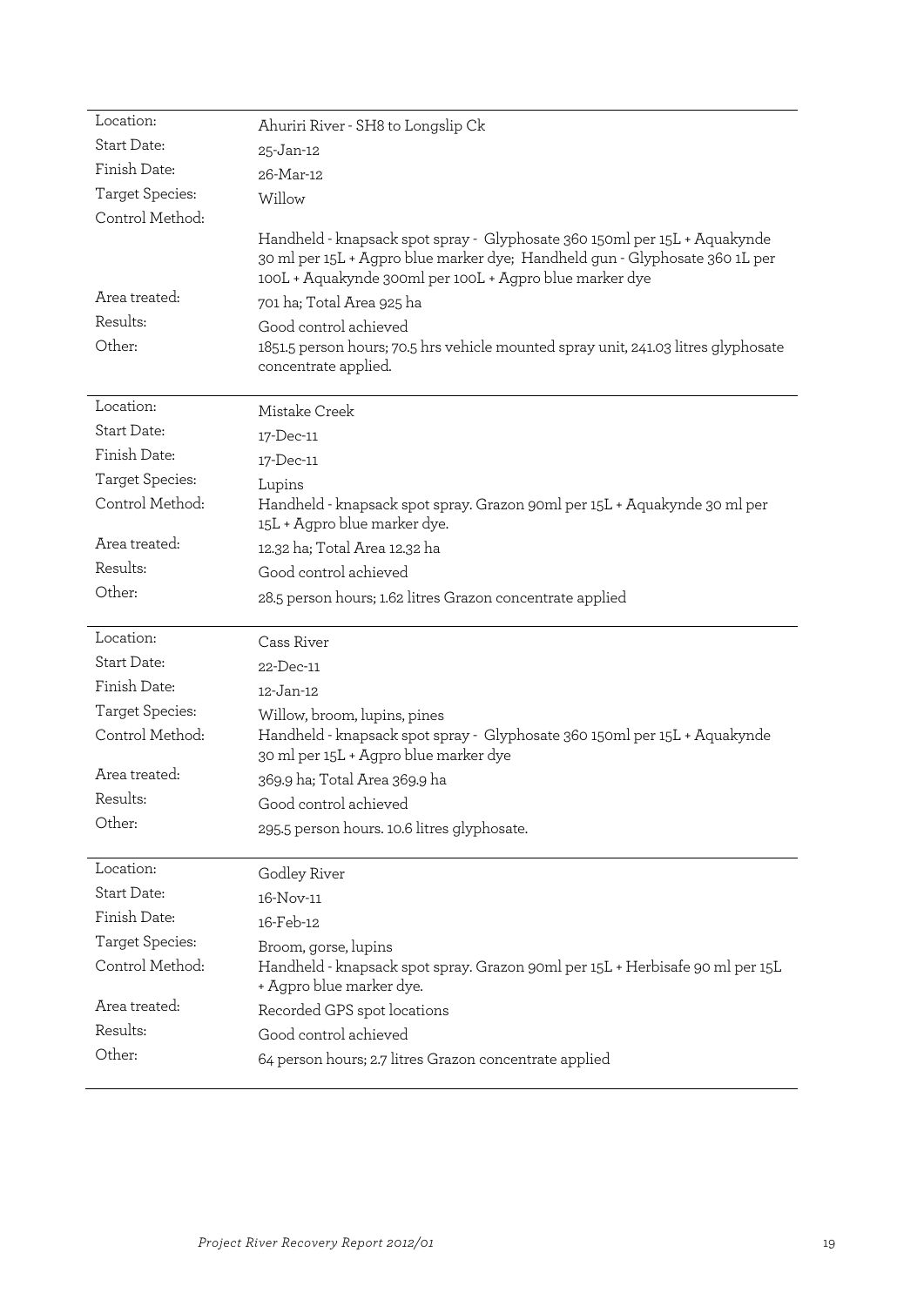| | |
|---|---|
| Location: | Ahuriri River - SH8 to Longslip Ck |
| Start Date: | 25-Jan-12 |
| Finish Date: | 26-Mar-12 |
| Target Species: | Willow |
| Control Method: | Handheld - knapsack spot spray - Glyphosate 360 150ml per 15L + Aquakynde 30 ml per 15L + Agpro blue marker dye; Handheld gun - Glyphosate 360 1L per 100L + Aquakynde 300ml per 100L + Agpro blue marker dye |
| Area treated: | 701 ha; Total Area 925 ha |
| Results: | Good control achieved |
| Other: | 1851.5 person hours; 70.5 hrs vehicle mounted spray unit, 241.03 litres glyphosate concentrate applied. |

| | |
|---|---|
| Location: | Mistake Creek |
| Start Date: | 17-Dec-11 |
| Finish Date: | 17-Dec-11 |
| Target Species: | Lupins |
| Control Method: | Handheld - knapsack spot spray. Grazon 90ml per 15L + Aquakynde 30 ml per 15L + Agpro blue marker dye. |
| Area treated: | 12.32 ha; Total Area 12.32 ha |
| Results: | Good control achieved |
| Other: | 28.5 person hours; 1.62 litres Grazon concentrate applied |

| | |
|---|---|
| Location: | Cass River |
| Start Date: | 22-Dec-11 |
| Finish Date: | 12-Jan-12 |
| Target Species: | Willow, broom, lupins, pines |
| Control Method: | Handheld - knapsack spot spray - Glyphosate 360 150ml per 15L + Aquakynde 30 ml per 15L + Agpro blue marker dye |
| Area treated: | 369.9 ha; Total Area 369.9 ha |
| Results: | Good control achieved |
| Other: | 295.5 person hours. 10.6 litres glyphosate. |

| | |
|---|---|
| Location: | Godley River |
| Start Date: | 16-Nov-11 |
| Finish Date: | 16-Feb-12 |
| Target Species: | Broom, gorse, lupins |
| Control Method: | Handheld - knapsack spot spray. Grazon 90ml per 15L + Herbisafe 90 ml per 15L + Agpro blue marker dye. |
| Area treated: | Recorded GPS spot locations |
| Results: | Good control achieved |
| Other: | 64 person hours; 2.7 litres Grazon concentrate applied |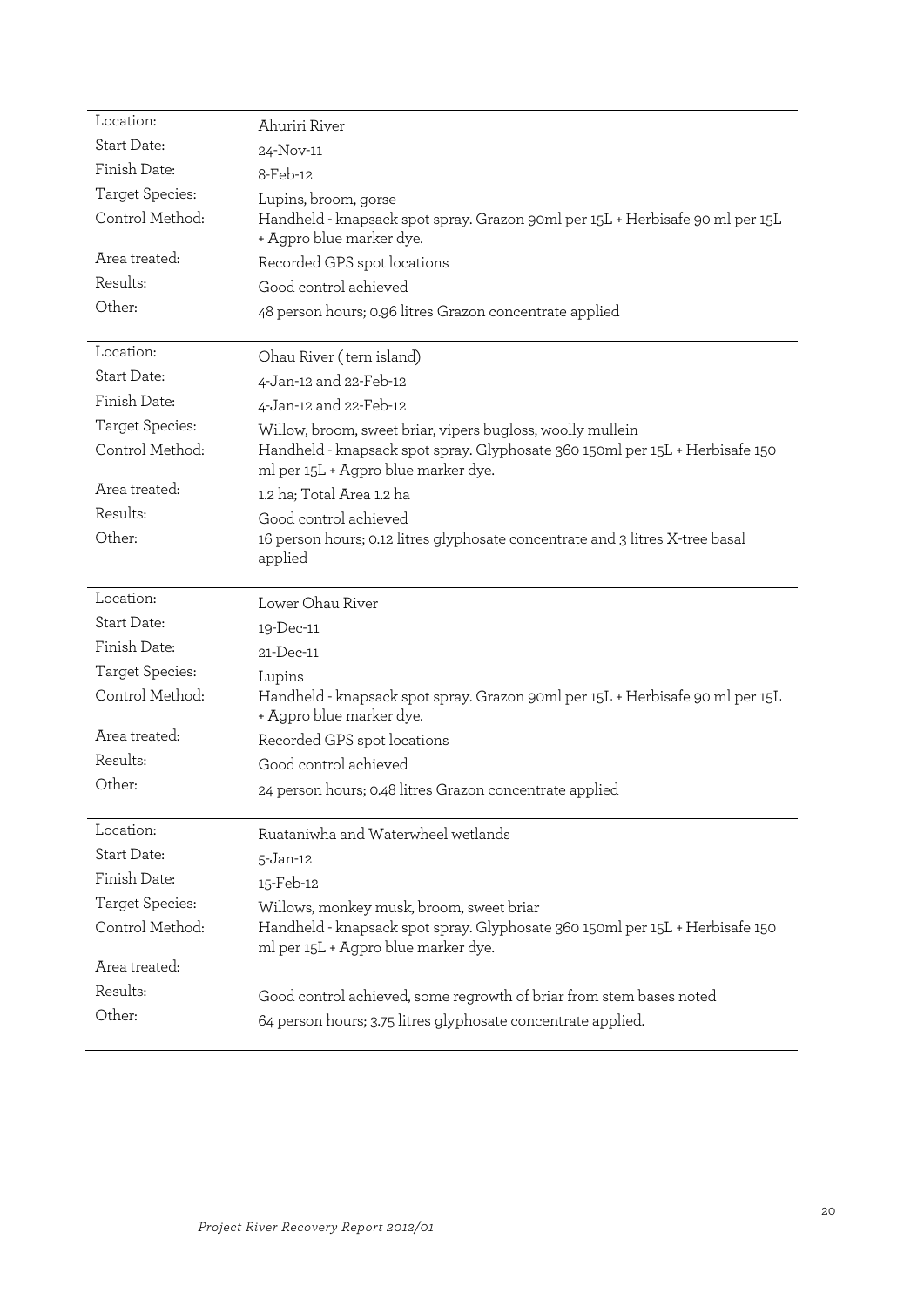| | |
|---|---|
| Location: | Ahuriri River |
| Start Date: | 24-Nov-11 |
| Finish Date: | 8-Feb-12 |
| Target Species: | Lupins, broom, gorse |
| Control Method: | Handheld - knapsack spot spray. Grazon 90ml per 15L + Herbisafe 90 ml per 15L + Agpro blue marker dye. |
| Area treated: | Recorded GPS spot locations |
| Results: | Good control achieved |
| Other: | 48 person hours; 0.96 litres Grazon concentrate applied |

| | |
|---|---|
| Location: | Ohau River ( tern island) |
| Start Date: | 4-Jan-12 and 22-Feb-12 |
| Finish Date: | 4-Jan-12 and 22-Feb-12 |
| Target Species: | Willow, broom, sweet briar, vipers bugloss, woolly mullein |
| Control Method: | Handheld - knapsack spot spray. Glyphosate 360 150ml per 15L + Herbisafe 150 ml per 15L + Agpro blue marker dye. |
| Area treated: | 1.2 ha; Total Area 1.2 ha |
| Results: | Good control achieved |
| Other: | 16 person hours; 0.12 litres glyphosate concentrate and 3 litres X-tree basal applied |

| | |
|---|---|
| Location: | Lower Ohau River |
| Start Date: | 19-Dec-11 |
| Finish Date: | 21-Dec-11 |
| Target Species: | Lupins |
| Control Method: | Handheld - knapsack spot spray. Grazon 90ml per 15L + Herbisafe 90 ml per 15L + Agpro blue marker dye. |
| Area treated: | Recorded GPS spot locations |
| Results: | Good control achieved |
| Other: | 24 person hours; 0.48 litres Grazon concentrate applied |

| | |
|---|---|
| Location: | Ruataniwha and Waterwheel wetlands |
| Start Date: | 5-Jan-12 |
| Finish Date: | 15-Feb-12 |
| Target Species: | Willows, monkey musk, broom, sweet briar |
| Control Method: | Handheld - knapsack spot spray. Glyphosate 360 150ml per 15L + Herbisafe 150 ml per 15L + Agpro blue marker dye. |
| Area treated: | |
| Results: | Good control achieved, some regrowth of briar from stem bases noted |
| Other: | 64 person hours; 3.75 litres glyphosate concentrate applied. |

*Project River Recovery Report 2012/01*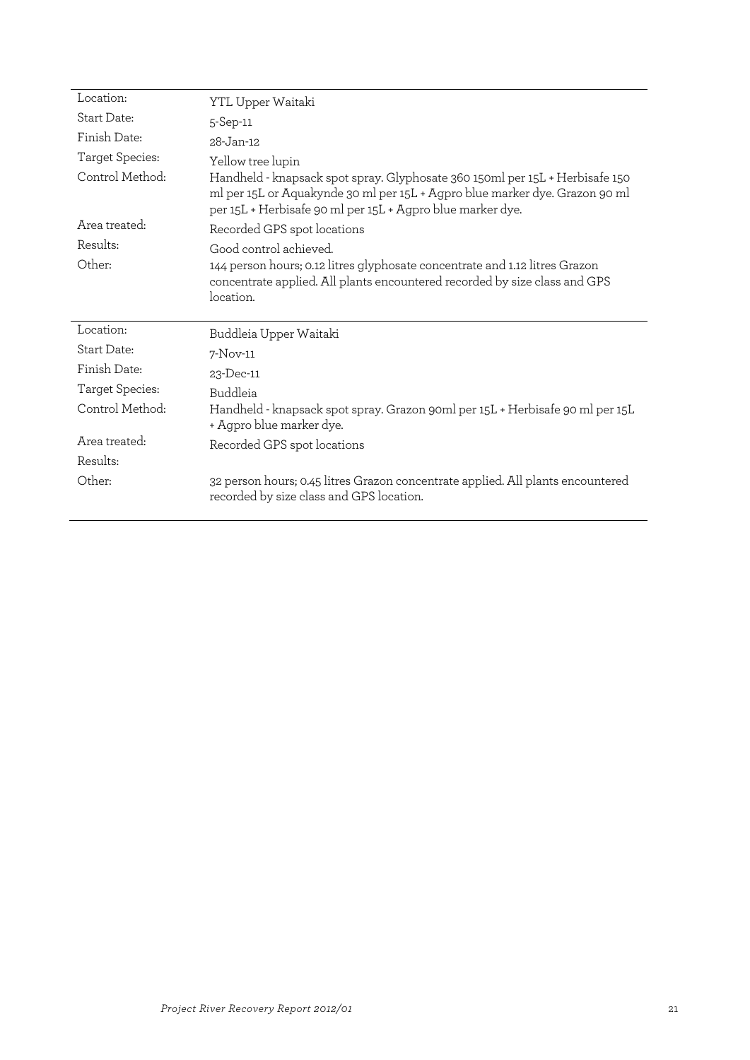| | |
|---|---|
| Location: | YTL Upper Waitaki |
| Start Date: | 5-Sep-11 |
| Finish Date: | 28-Jan-12 |
| Target Species: | Yellow tree lupin |
| Control Method: | Handheld - knapsack spot spray. Glyphosate 360 150ml per 15L + Herbisafe 150 ml per 15L or Aquakynde 30 ml per 15L + Agpro blue marker dye. Grazon 90 ml per 15L + Herbisafe 90 ml per 15L + Agpro blue marker dye. |
| Area treated: | Recorded GPS spot locations |
| Results: | Good control achieved. |
| Other: | 144 person hours; 0.12 litres glyphosate concentrate and 1.12 litres Grazon concentrate applied. All plants encountered recorded by size class and GPS location. |

| | |
|---|---|
| Location: | Buddleia Upper Waitaki |
| Start Date: | 7-Nov-11 |
| Finish Date: | 23-Dec-11 |
| Target Species: | Buddleia |
| Control Method: | Handheld - knapsack spot spray. Grazon 90ml per 15L + Herbisafe 90 ml per 15L + Agpro blue marker dye. |
| Area treated: | Recorded GPS spot locations |
| Results: | |
| Other: | 32 person hours; 0.45 litres Grazon concentrate applied. All plants encountered recorded by size class and GPS location. |